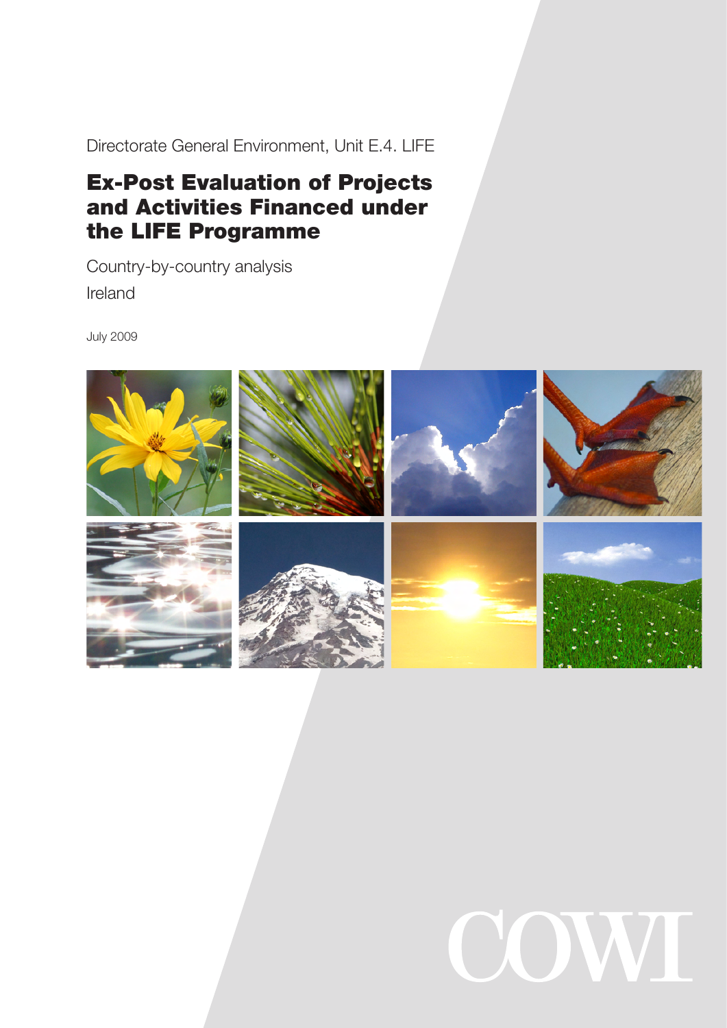Directorate General Environment, Unit E.4. LIFE

# Ex-Post Evaluation of Projects and Activities Financed under the LIFE Programme

Country-by-country analysis

Ireland

July 2009

COWI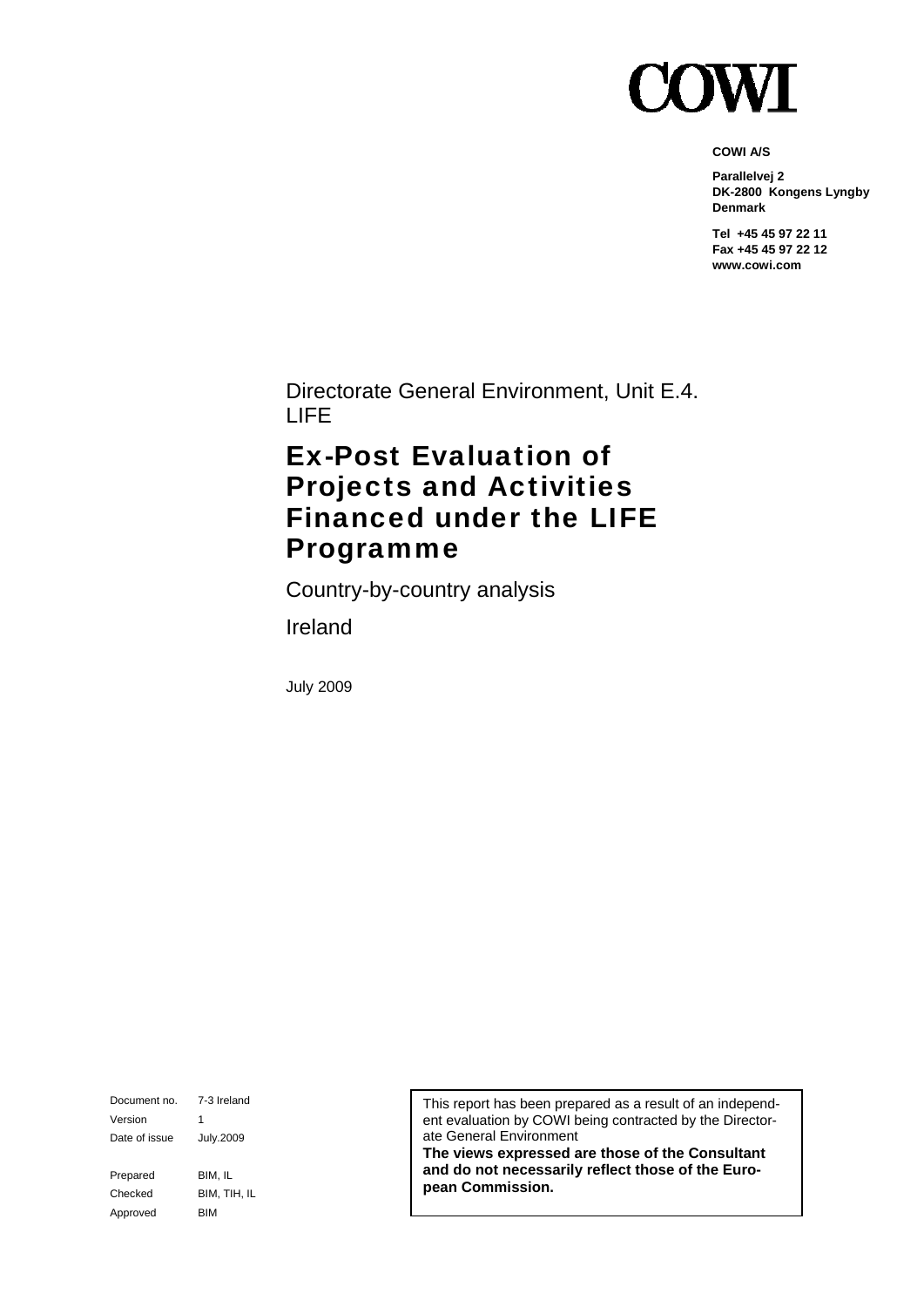# COWI

**COWI A/S**

**Parallelvej 2**
**DK-2800 Kongens Lyngby**
**Denmark**

**Tel +45 45 97 22 11**
**Fax +45 45 97 22 12**
**www.cowi.com**

Directorate General Environment, Unit E.4. LIFE

# Ex-Post Evaluation of Projects and Activities Financed under the LIFE Programme

Country-by-country analysis

Ireland

July 2009

| Document no. | 7-3 Ireland |
|---|---|
| Version | 1 |
| Date of issue | July.2009 |
| Prepared | BIM, IL |
| Checked | BIM, TIH, IL |
| Approved | BIM |

This report has been prepared as a result of an independent evaluation by COWI being contracted by the Directorate General Environment
**The views expressed are those of the Consultant and do not necessarily reflect those of the European Commission.**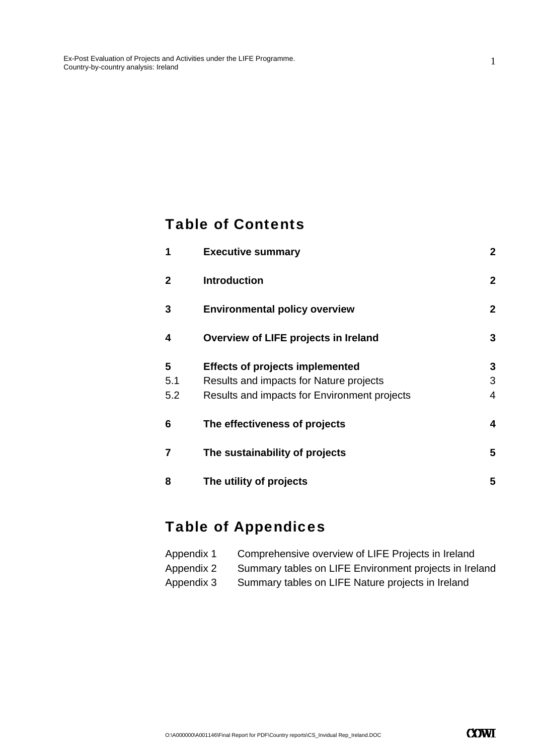# Table of Contents

| | | |
|---|---|---|
| **1** | **Executive summary** | **2** |
| **2** | **Introduction** | **2** |
| **3** | **Environmental policy overview** | **2** |
| **4** | **Overview of LIFE projects in Ireland** | **3** |
| **5** | **Effects of projects implemented** | **3** |
| 5.1 | Results and impacts for Nature projects | 3 |
| 5.2 | Results and impacts for Environment projects | 4 |
| **6** | **The effectiveness of projects** | **4** |
| **7** | **The sustainability of projects** | **5** |
| **8** | **The utility of projects** | **5** |

# Table of Appendices

| | |
|---|---|
| Appendix 1 | Comprehensive overview of LIFE Projects in Ireland |
| Appendix 2 | Summary tables on LIFE Environment projects in Ireland |
| Appendix 3 | Summary tables on LIFE Nature projects in Ireland |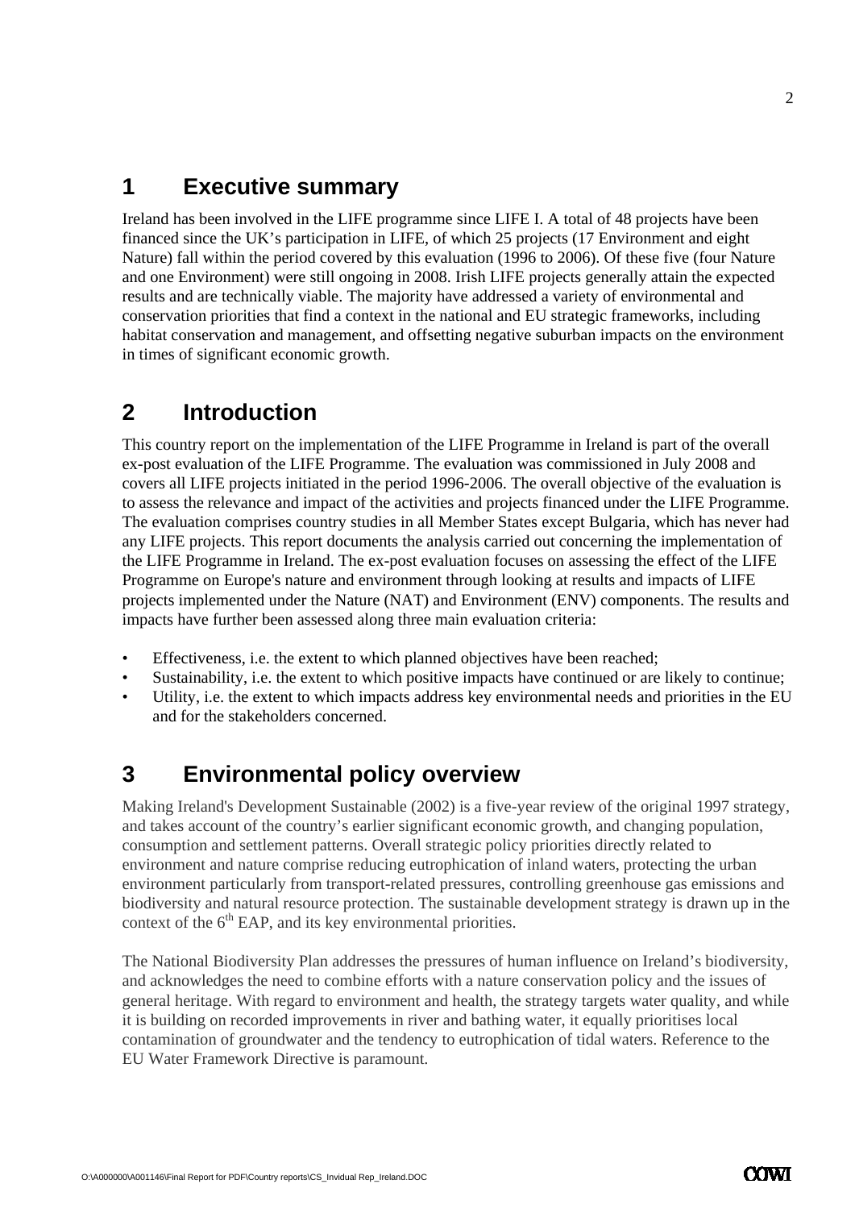# 1 Executive summary

Ireland has been involved in the LIFE programme since LIFE I. A total of 48 projects have been financed since the UK's participation in LIFE, of which 25 projects (17 Environment and eight Nature) fall within the period covered by this evaluation (1996 to 2006). Of these five (four Nature and one Environment) were still ongoing in 2008. Irish LIFE projects generally attain the expected results and are technically viable. The majority have addressed a variety of environmental and conservation priorities that find a context in the national and EU strategic frameworks, including habitat conservation and management, and offsetting negative suburban impacts on the environment in times of significant economic growth.

# 2 Introduction

This country report on the implementation of the LIFE Programme in Ireland is part of the overall ex-post evaluation of the LIFE Programme. The evaluation was commissioned in July 2008 and covers all LIFE projects initiated in the period 1996-2006. The overall objective of the evaluation is to assess the relevance and impact of the activities and projects financed under the LIFE Programme. The evaluation comprises country studies in all Member States except Bulgaria, which has never had any LIFE projects. This report documents the analysis carried out concerning the implementation of the LIFE Programme in Ireland. The ex-post evaluation focuses on assessing the effect of the LIFE Programme on Europe's nature and environment through looking at results and impacts of LIFE projects implemented under the Nature (NAT) and Environment (ENV) components. The results and impacts have further been assessed along three main evaluation criteria:

- Effectiveness, i.e. the extent to which planned objectives have been reached;
- Sustainability, i.e. the extent to which positive impacts have continued or are likely to continue;
- Utility, i.e. the extent to which impacts address key environmental needs and priorities in the EU and for the stakeholders concerned.

# 3 Environmental policy overview

Making Ireland's Development Sustainable (2002) is a five-year review of the original 1997 strategy, and takes account of the country's earlier significant economic growth, and changing population, consumption and settlement patterns. Overall strategic policy priorities directly related to environment and nature comprise reducing eutrophication of inland waters, protecting the urban environment particularly from transport-related pressures, controlling greenhouse gas emissions and biodiversity and natural resource protection. The sustainable development strategy is drawn up in the context of the 6th EAP, and its key environmental priorities.

The National Biodiversity Plan addresses the pressures of human influence on Ireland's biodiversity, and acknowledges the need to combine efforts with a nature conservation policy and the issues of general heritage. With regard to environment and health, the strategy targets water quality, and while it is building on recorded improvements in river and bathing water, it equally prioritises local contamination of groundwater and the tendency to eutrophication of tidal waters. Reference to the EU Water Framework Directive is paramount.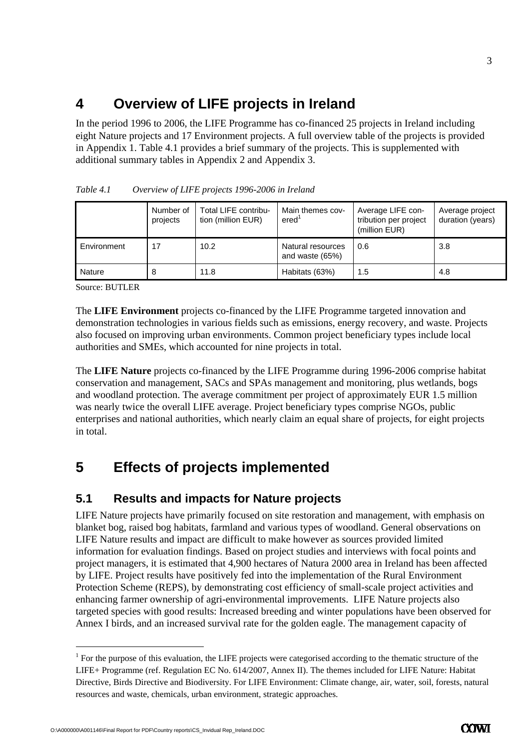# 4 Overview of LIFE projects in Ireland

In the period 1996 to 2006, the LIFE Programme has co-financed 25 projects in Ireland including eight Nature projects and 17 Environment projects. A full overview table of the projects is provided in Appendix 1. Table 4.1 provides a brief summary of the projects. This is supplemented with additional summary tables in Appendix 2 and Appendix 3.

*Table 4.1 Overview of LIFE projects 1996-2006 in Ireland*

| | Number of projects | Total LIFE contribution (million EUR) | Main themes covered[1] | Average LIFE contribution per project (million EUR) | Average project duration (years) |
|---|---|---|---|---|---|
| Environment | 17 | 10.2 | Natural resources and waste (65%) | 0.6 | 3.8 |
| Nature | 8 | 11.8 | Habitats (63%) | 1.5 | 4.8 |

Source: BUTLER

The **LIFE Environment** projects co-financed by the LIFE Programme targeted innovation and demonstration technologies in various fields such as emissions, energy recovery, and waste. Projects also focused on improving urban environments. Common project beneficiary types include local authorities and SMEs, which accounted for nine projects in total.

The **LIFE Nature** projects co-financed by the LIFE Programme during 1996-2006 comprise habitat conservation and management, SACs and SPAs management and monitoring, plus wetlands, bogs and woodland protection. The average commitment per project of approximately EUR 1.5 million was nearly twice the overall LIFE average. Project beneficiary types comprise NGOs, public enterprises and national authorities, which nearly claim an equal share of projects, for eight projects in total.

# 5 Effects of projects implemented

## 5.1 Results and impacts for Nature projects

LIFE Nature projects have primarily focused on site restoration and management, with emphasis on blanket bog, raised bog habitats, farmland and various types of woodland. General observations on LIFE Nature results and impact are difficult to make however as sources provided limited information for evaluation findings. Based on project studies and interviews with focal points and project managers, it is estimated that 4,900 hectares of Natura 2000 area in Ireland has been affected by LIFE. Project results have positively fed into the implementation of the Rural Environment Protection Scheme (REPS), by demonstrating cost efficiency of small-scale project activities and enhancing farmer ownership of agri-environmental improvements. LIFE Nature projects also targeted species with good results: Increased breeding and winter populations have been observed for Annex I birds, and an increased survival rate for the golden eagle. The management capacity of

[1] For the purpose of this evaluation, the LIFE projects were categorised according to the thematic structure of the LIFE+ Programme (ref. Regulation EC No. 614/2007, Annex II). The themes included for LIFE Nature: Habitat Directive, Birds Directive and Biodiversity. For LIFE Environment: Climate change, air, water, soil, forests, natural resources and waste, chemicals, urban environment, strategic approaches.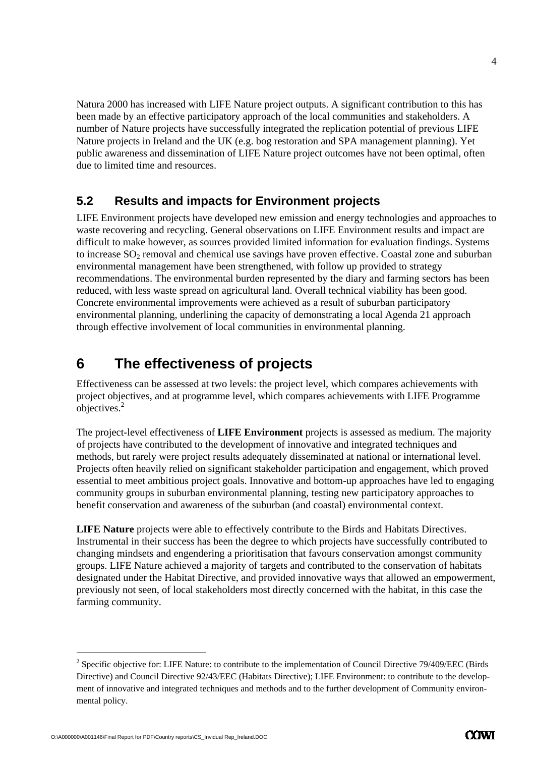Natura 2000 has increased with LIFE Nature project outputs. A significant contribution to this has been made by an effective participatory approach of the local communities and stakeholders. A number of Nature projects have successfully integrated the replication potential of previous LIFE Nature projects in Ireland and the UK (e.g. bog restoration and SPA management planning). Yet public awareness and dissemination of LIFE Nature project outcomes have not been optimal, often due to limited time and resources.

## 5.2 Results and impacts for Environment projects

LIFE Environment projects have developed new emission and energy technologies and approaches to waste recovering and recycling. General observations on LIFE Environment results and impact are difficult to make however, as sources provided limited information for evaluation findings. Systems to increase $SO_2$ removal and chemical use savings have proven effective. Coastal zone and suburban environmental management have been strengthened, with follow up provided to strategy recommendations. The environmental burden represented by the diary and farming sectors has been reduced, with less waste spread on agricultural land. Overall technical viability has been good. Concrete environmental improvements were achieved as a result of suburban participatory environmental planning, underlining the capacity of demonstrating a local Agenda 21 approach through effective involvement of local communities in environmental planning.

# 6 The effectiveness of projects

Effectiveness can be assessed at two levels: the project level, which compares achievements with project objectives, and at programme level, which compares achievements with LIFE Programme objectives.[2]

The project-level effectiveness of **LIFE Environment** projects is assessed as medium. The majority of projects have contributed to the development of innovative and integrated techniques and methods, but rarely were project results adequately disseminated at national or international level. Projects often heavily relied on significant stakeholder participation and engagement, which proved essential to meet ambitious project goals. Innovative and bottom-up approaches have led to engaging community groups in suburban environmental planning, testing new participatory approaches to benefit conservation and awareness of the suburban (and coastal) environmental context.

**LIFE Nature** projects were able to effectively contribute to the Birds and Habitats Directives. Instrumental in their success has been the degree to which projects have successfully contributed to changing mindsets and engendering a prioritisation that favours conservation amongst community groups. LIFE Nature achieved a majority of targets and contributed to the conservation of habitats designated under the Habitat Directive, and provided innovative ways that allowed an empowerment, previously not seen, of local stakeholders most directly concerned with the habitat, in this case the farming community.

---

[2] Specific objective for: LIFE Nature: to contribute to the implementation of Council Directive 79/409/EEC (Birds Directive) and Council Directive 92/43/EEC (Habitats Directive); LIFE Environment: to contribute to the development of innovative and integrated techniques and methods and to the further development of Community environmental policy.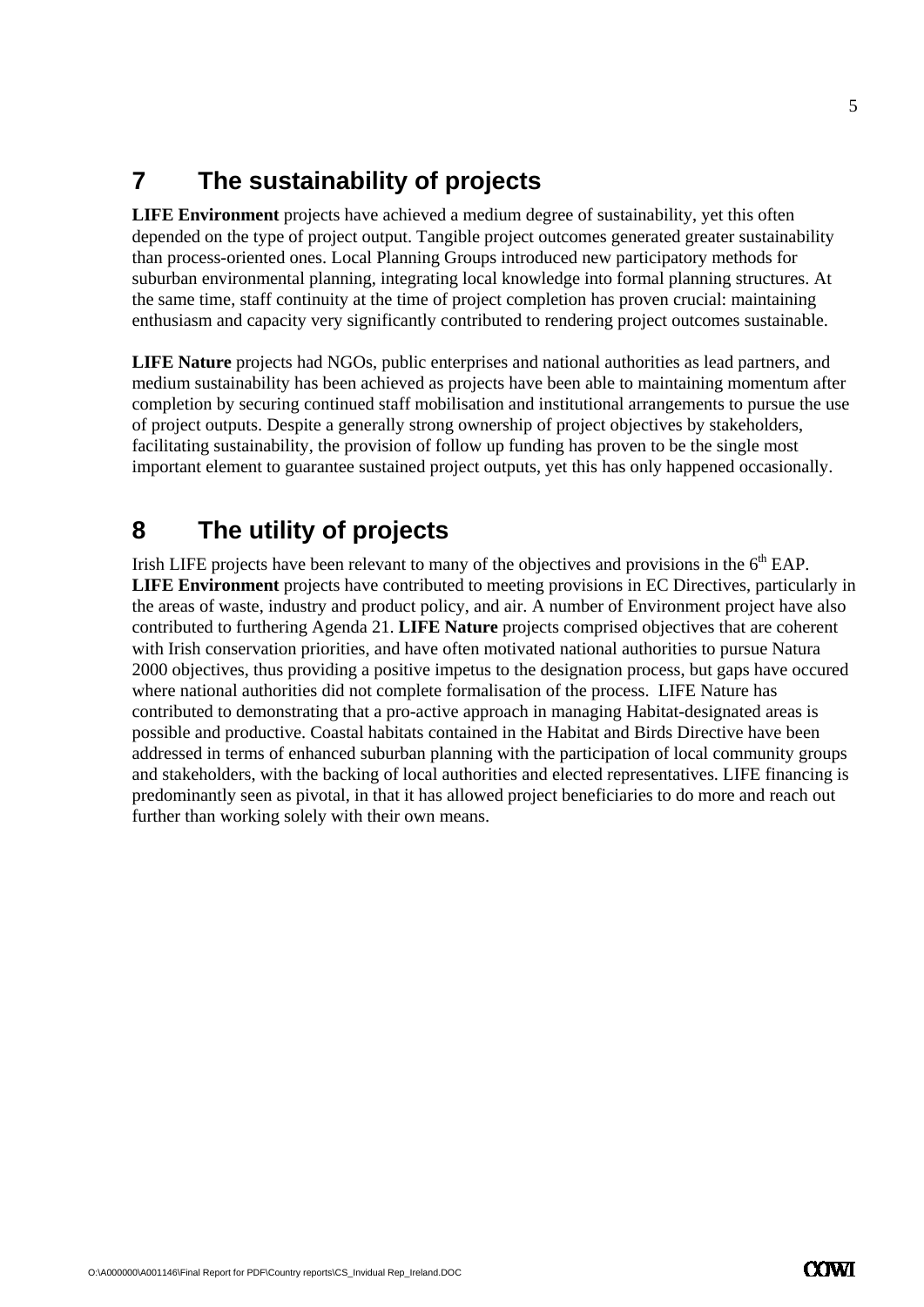# 7 The sustainability of projects

**LIFE Environment** projects have achieved a medium degree of sustainability, yet this often depended on the type of project output. Tangible project outcomes generated greater sustainability than process-oriented ones. Local Planning Groups introduced new participatory methods for suburban environmental planning, integrating local knowledge into formal planning structures. At the same time, staff continuity at the time of project completion has proven crucial: maintaining enthusiasm and capacity very significantly contributed to rendering project outcomes sustainable.

**LIFE Nature** projects had NGOs, public enterprises and national authorities as lead partners, and medium sustainability has been achieved as projects have been able to maintaining momentum after completion by securing continued staff mobilisation and institutional arrangements to pursue the use of project outputs. Despite a generally strong ownership of project objectives by stakeholders, facilitating sustainability, the provision of follow up funding has proven to be the single most important element to guarantee sustained project outputs, yet this has only happened occasionally.

# 8 The utility of projects

Irish LIFE projects have been relevant to many of the objectives and provisions in the 6th EAP. **LIFE Environment** projects have contributed to meeting provisions in EC Directives, particularly in the areas of waste, industry and product policy, and air. A number of Environment project have also contributed to furthering Agenda 21. **LIFE Nature** projects comprised objectives that are coherent with Irish conservation priorities, and have often motivated national authorities to pursue Natura 2000 objectives, thus providing a positive impetus to the designation process, but gaps have occured where national authorities did not complete formalisation of the process. LIFE Nature has contributed to demonstrating that a pro-active approach in managing Habitat-designated areas is possible and productive. Coastal habitats contained in the Habitat and Birds Directive have been addressed in terms of enhanced suburban planning with the participation of local community groups and stakeholders, with the backing of local authorities and elected representatives. LIFE financing is predominantly seen as pivotal, in that it has allowed project beneficiaries to do more and reach out further than working solely with their own means.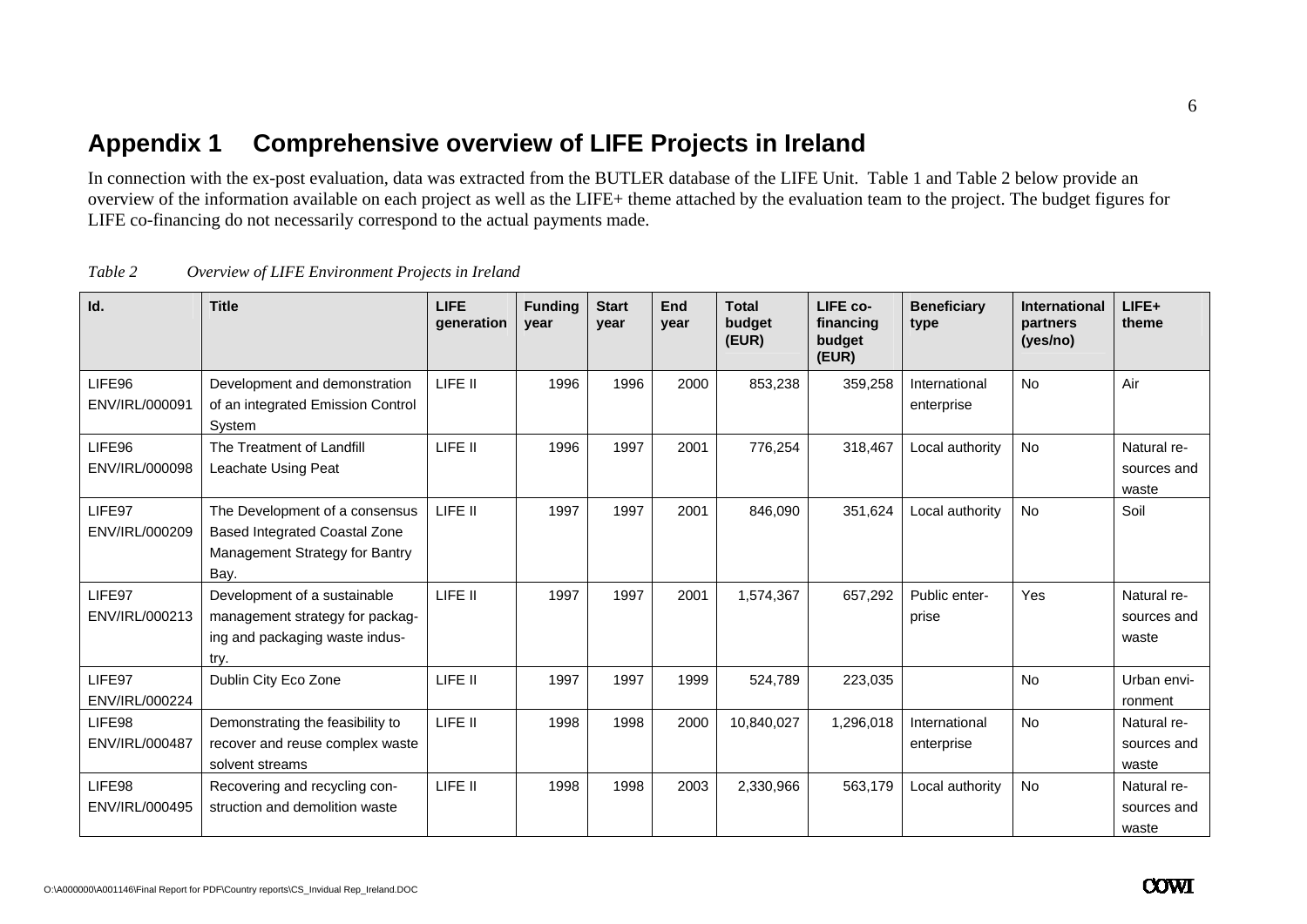# Appendix 1 Comprehensive overview of LIFE Projects in Ireland

In connection with the ex-post evaluation, data was extracted from the BUTLER database of the LIFE Unit. Table 1 and Table 2 below provide an overview of the information available on each project as well as the LIFE+ theme attached by the evaluation team to the project. The budget figures for LIFE co-financing do not necessarily correspond to the actual payments made.

*Table 2 Overview of LIFE Environment Projects in Ireland*

| Id. | Title | LIFE generation | Funding year | Start year | End year | Total budget (EUR) | LIFE co-financing budget (EUR) | Beneficiary type | International partners (yes/no) | LIFE+ theme |
|---|---|---|---|---|---|---|---|---|---|---|
| LIFE96 ENV/IRL/000091 | Development and demonstration of an integrated Emission Control System | LIFE II | 1996 | 1996 | 2000 | 853,238 | 359,258 | International enterprise | No | Air |
| LIFE96 ENV/IRL/000098 | The Treatment of Landfill Leachate Using Peat | LIFE II | 1996 | 1997 | 2001 | 776,254 | 318,467 | Local authority | No | Natural resources and waste |
| LIFE97 ENV/IRL/000209 | The Development of a consensus Based Integrated Coastal Zone Management Strategy for Bantry Bay. | LIFE II | 1997 | 1997 | 2001 | 846,090 | 351,624 | Local authority | No | Soil |
| LIFE97 ENV/IRL/000213 | Development of a sustainable management strategy for packaging and packaging waste industry. | LIFE II | 1997 | 1997 | 2001 | 1,574,367 | 657,292 | Public enterprise | Yes | Natural resources and waste |
| LIFE97 ENV/IRL/000224 | Dublin City Eco Zone | LIFE II | 1997 | 1997 | 1999 | 524,789 | 223,035 | | No | Urban environment |
| LIFE98 ENV/IRL/000487 | Demonstrating the feasibility to recover and reuse complex waste solvent streams | LIFE II | 1998 | 1998 | 2000 | 10,840,027 | 1,296,018 | International enterprise | No | Natural resources and waste |
| LIFE98 ENV/IRL/000495 | Recovering and recycling construction and demolition waste | LIFE II | 1998 | 1998 | 2003 | 2,330,966 | 563,179 | Local authority | No | Natural resources and waste |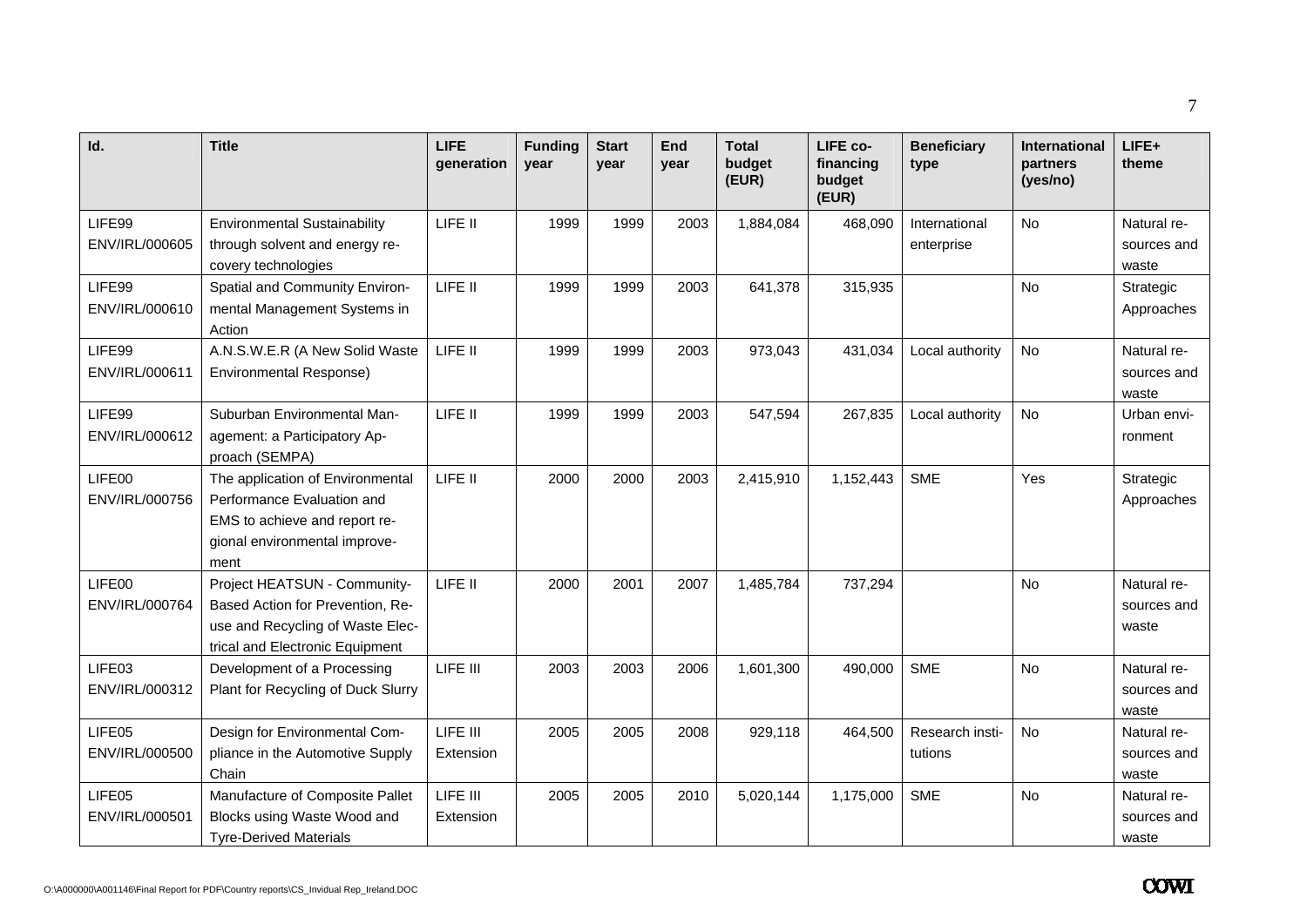| Id. | Title | LIFE generation | Funding year | Start year | End year | Total budget (EUR) | LIFE co-financing budget (EUR) | Beneficiary type | International partners (yes/no) | LIFE+ theme |
|---|---|---|---|---|---|---|---|---|---|---|
| LIFE99 ENV/IRL/000605 | Environmental Sustainability through solvent and energy recovery technologies | LIFE II | 1999 | 1999 | 2003 | 1,884,084 | 468,090 | International enterprise | No | Natural resources and waste |
| LIFE99 ENV/IRL/000610 | Spatial and Community Environmental Management Systems in Action | LIFE II | 1999 | 1999 | 2003 | 641,378 | 315,935 | | No | Strategic Approaches |
| LIFE99 ENV/IRL/000611 | A.N.S.W.E.R (A New Solid Waste Environmental Response) | LIFE II | 1999 | 1999 | 2003 | 973,043 | 431,034 | Local authority | No | Natural resources and waste |
| LIFE99 ENV/IRL/000612 | Suburban Environmental Management: a Participatory Approach (SEMPA) | LIFE II | 1999 | 1999 | 2003 | 547,594 | 267,835 | Local authority | No | Urban environment |
| LIFE00 ENV/IRL/000756 | The application of Environmental Performance Evaluation and EMS to achieve and report regional environmental improvement | LIFE II | 2000 | 2000 | 2003 | 2,415,910 | 1,152,443 | SME | Yes | Strategic Approaches |
| LIFE00 ENV/IRL/000764 | Project HEATSUN - Community-Based Action for Prevention, Reuse and Recycling of Waste Electrical and Electronic Equipment | LIFE II | 2000 | 2001 | 2007 | 1,485,784 | 737,294 | | No | Natural resources and waste |
| LIFE03 ENV/IRL/000312 | Development of a Processing Plant for Recycling of Duck Slurry | LIFE III | 2003 | 2003 | 2006 | 1,601,300 | 490,000 | SME | No | Natural resources and waste |
| LIFE05 ENV/IRL/000500 | Design for Environmental Compliance in the Automotive Supply Chain | LIFE III Extension | 2005 | 2005 | 2008 | 929,118 | 464,500 | Research institutions | No | Natural resources and waste |
| LIFE05 ENV/IRL/000501 | Manufacture of Composite Pallet Blocks using Waste Wood and Tyre-Derived Materials | LIFE III Extension | 2005 | 2005 | 2010 | 5,020,144 | 1,175,000 | SME | No | Natural resources and waste |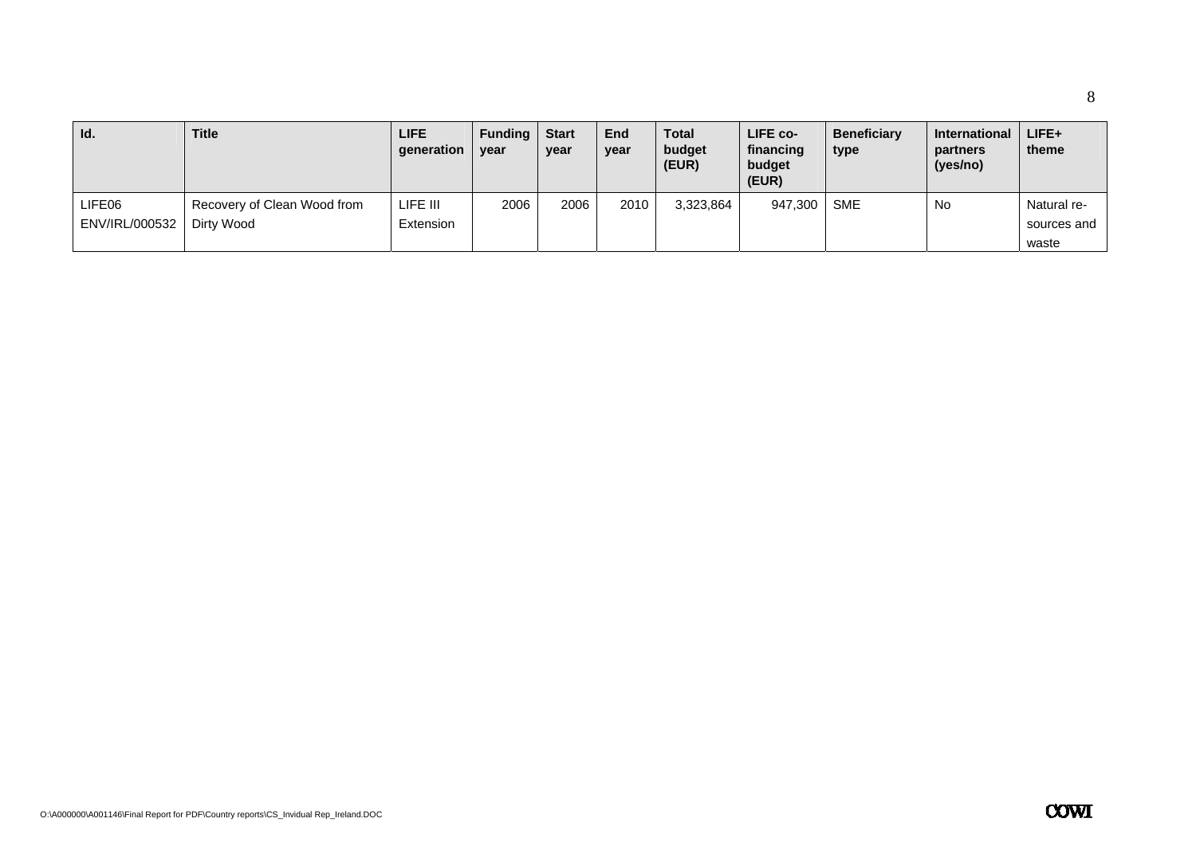| Id. | Title | LIFE generation | Funding year | Start year | End year | Total budget (EUR) | LIFE co-financing budget (EUR) | Beneficiary type | International partners (yes/no) | LIFE+ theme |
|---|---|---|---|---|---|---|---|---|---|---|
| LIFE06 ENV/IRL/000532 | Recovery of Clean Wood from Dirty Wood | LIFE III Extension | 2006 | 2006 | 2010 | 3,323,864 | 947,300 | SME | No | Natural re-sources and waste |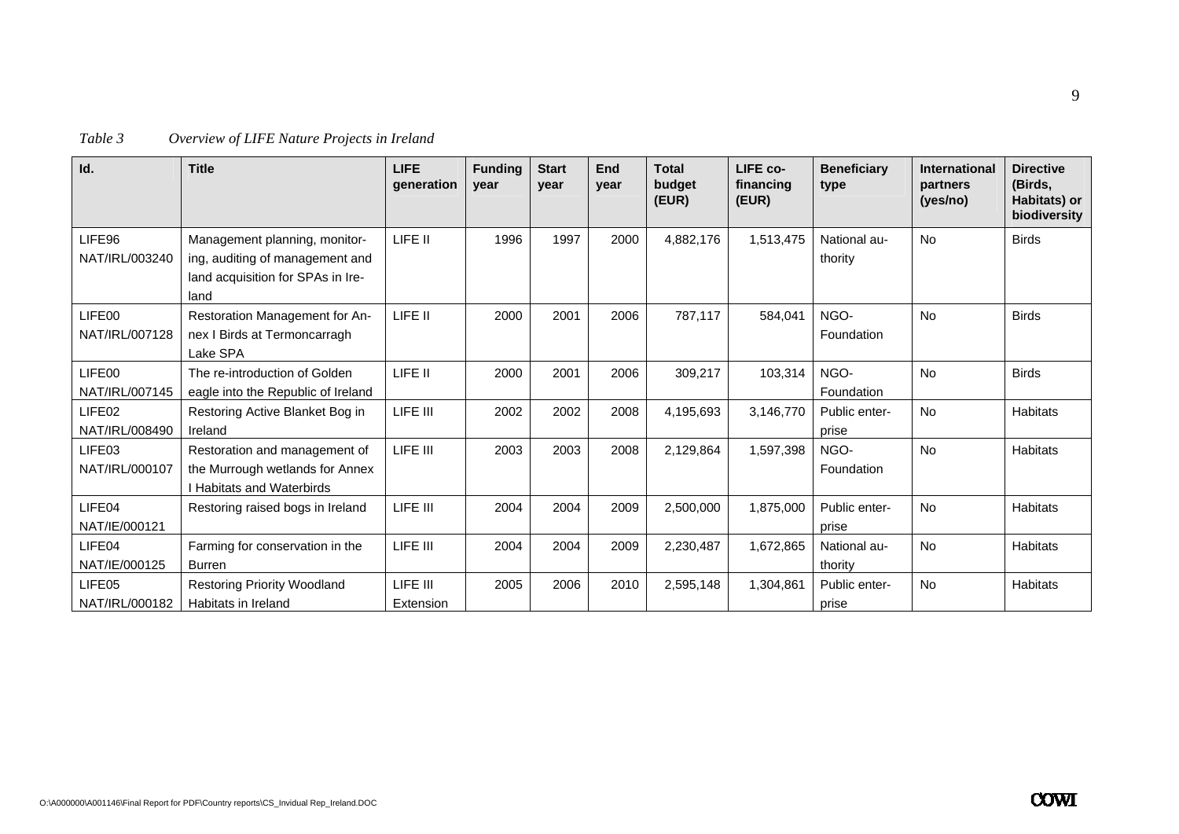*Table 3 Overview of LIFE Nature Projects in Ireland*

| Id. | Title | LIFE generation | Funding year | Start year | End year | Total budget (EUR) | LIFE co-financing (EUR) | Beneficiary type | International partners (yes/no) | Directive (Birds, Habitats) or biodiversity |
|---|---|---|---|---|---|---|---|---|---|---|
| LIFE96 NAT/IRL/003240 | Management planning, monitoring, auditing of management and land acquisition for SPAs in Ireland | LIFE II | 1996 | 1997 | 2000 | 4,882,176 | 1,513,475 | National authority | No | Birds |
| LIFE00 NAT/IRL/007128 | Restoration Management for Annex I Birds at Termoncarragh Lake SPA | LIFE II | 2000 | 2001 | 2006 | 787,117 | 584,041 | NGO-Foundation | No | Birds |
| LIFE00 NAT/IRL/007145 | The re-introduction of Golden eagle into the Republic of Ireland | LIFE II | 2000 | 2001 | 2006 | 309,217 | 103,314 | NGO-Foundation | No | Birds |
| LIFE02 NAT/IRL/008490 | Restoring Active Blanket Bog in Ireland | LIFE III | 2002 | 2002 | 2008 | 4,195,693 | 3,146,770 | Public enterprise | No | Habitats |
| LIFE03 NAT/IRL/000107 | Restoration and management of the Murrough wetlands for Annex I Habitats and Waterbirds | LIFE III | 2003 | 2003 | 2008 | 2,129,864 | 1,597,398 | NGO-Foundation | No | Habitats |
| LIFE04 NAT/IE/000121 | Restoring raised bogs in Ireland | LIFE III | 2004 | 2004 | 2009 | 2,500,000 | 1,875,000 | Public enterprise | No | Habitats |
| LIFE04 NAT/IE/000125 | Farming for conservation in the Burren | LIFE III | 2004 | 2004 | 2009 | 2,230,487 | 1,672,865 | National authority | No | Habitats |
| LIFE05 NAT/IRL/000182 | Restoring Priority Woodland Habitats in Ireland | LIFE III Extension | 2005 | 2006 | 2010 | 2,595,148 | 1,304,861 | Public enterprise | No | Habitats |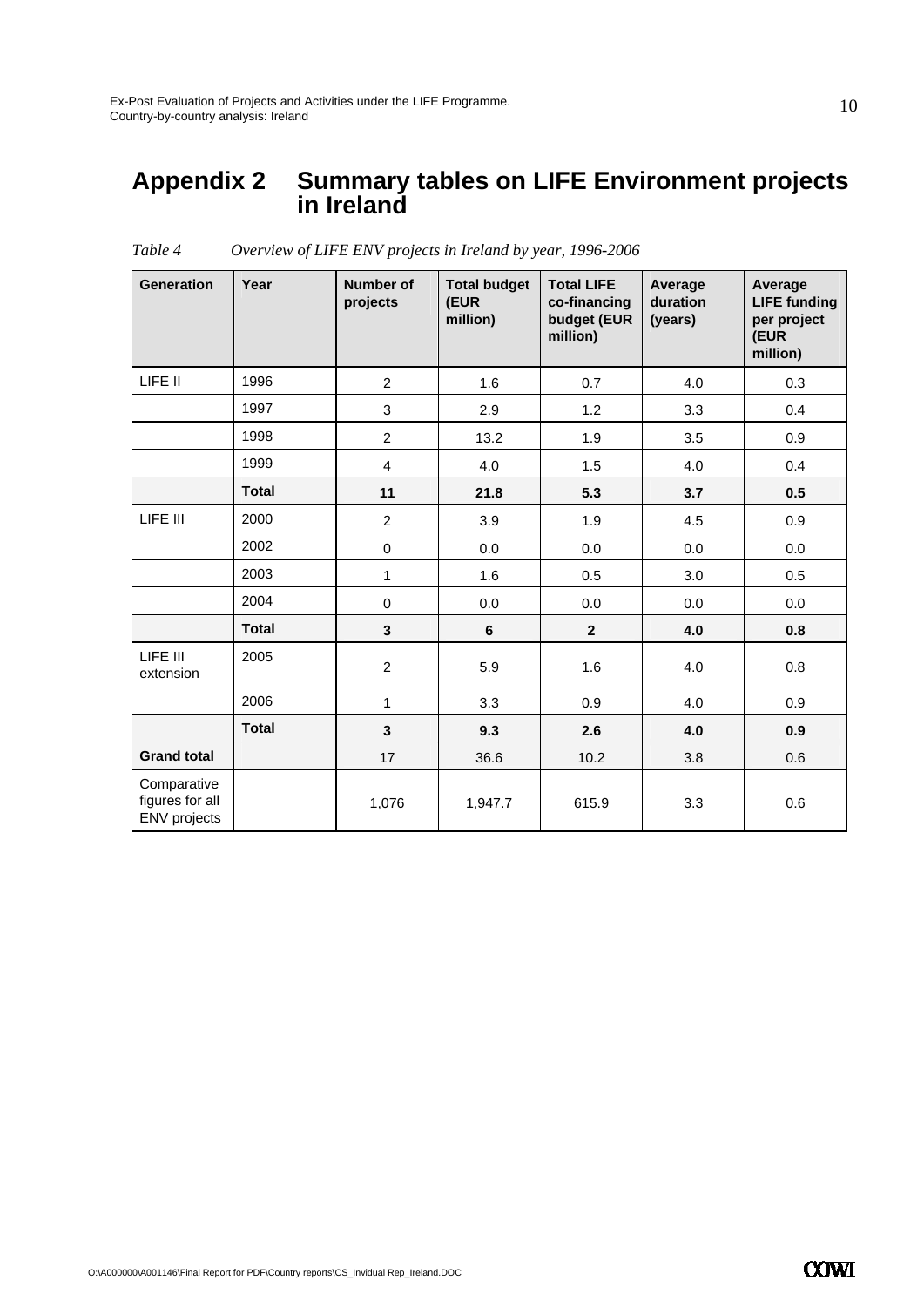# Appendix 2 Summary tables on LIFE Environment projects in Ireland

*Table 4 Overview of LIFE ENV projects in Ireland by year, 1996-2006*

| Generation | Year | Number of projects | Total budget (EUR million) | Total LIFE co-financing budget (EUR million) | Average duration (years) | Average LIFE funding per project (EUR million) |
|---|---|---|---|---|---|---|
| LIFE II | 1996 | 2 | 1.6 | 0.7 | 4.0 | 0.3 |
| | 1997 | 3 | 2.9 | 1.2 | 3.3 | 0.4 |
| | 1998 | 2 | 13.2 | 1.9 | 3.5 | 0.9 |
| | 1999 | 4 | 4.0 | 1.5 | 4.0 | 0.4 |
| | **Total** | **11** | **21.8** | **5.3** | **3.7** | **0.5** |
| LIFE III | 2000 | 2 | 3.9 | 1.9 | 4.5 | 0.9 |
| | 2002 | 0 | 0.0 | 0.0 | 0.0 | 0.0 |
| | 2003 | 1 | 1.6 | 0.5 | 3.0 | 0.5 |
| | 2004 | 0 | 0.0 | 0.0 | 0.0 | 0.0 |
| | **Total** | **3** | **6** | **2** | **4.0** | **0.8** |
| LIFE III extension | 2005 | 2 | 5.9 | 1.6 | 4.0 | 0.8 |
| | 2006 | 1 | 3.3 | 0.9 | 4.0 | 0.9 |
| | **Total** | **3** | **9.3** | **2.6** | **4.0** | **0.9** |
| **Grand total** | | 17 | 36.6 | 10.2 | 3.8 | 0.6 |
| Comparative figures for all ENV projects | | 1,076 | 1,947.7 | 615.9 | 3.3 | 0.6 |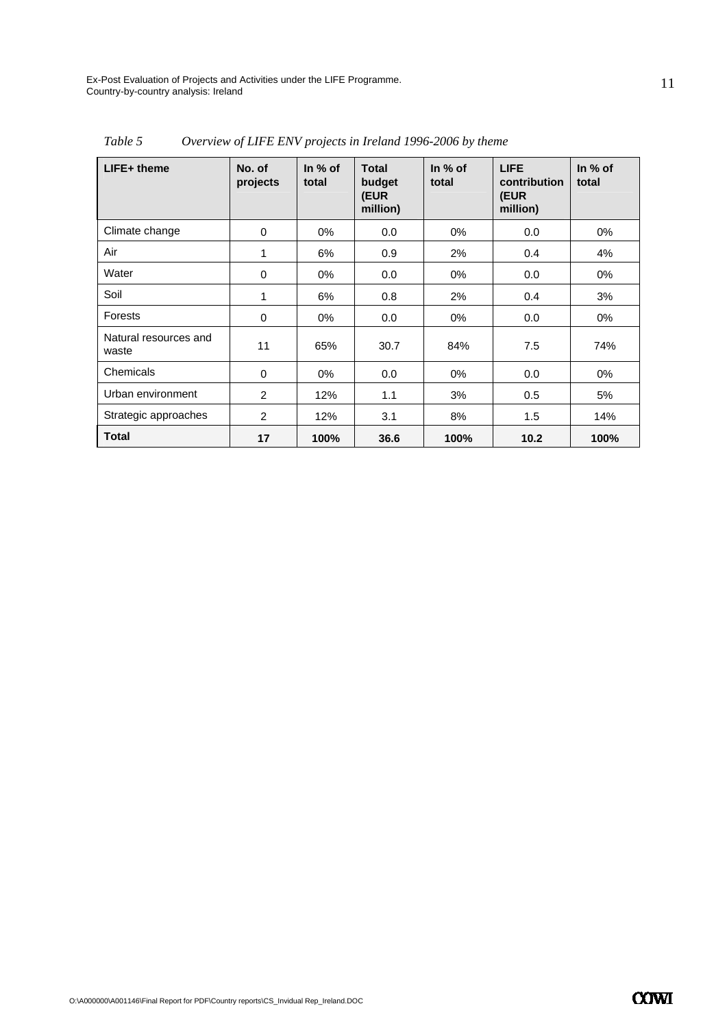*Table 5 Overview of LIFE ENV projects in Ireland 1996-2006 by theme*

| LIFE+ theme | No. of projects | In % of total | Total budget (EUR million) | In % of total | LIFE contribution (EUR million) | In % of total |
|---|---|---|---|---|---|---|
| Climate change | 0 | 0% | 0.0 | 0% | 0.0 | 0% |
| Air | 1 | 6% | 0.9 | 2% | 0.4 | 4% |
| Water | 0 | 0% | 0.0 | 0% | 0.0 | 0% |
| Soil | 1 | 6% | 0.8 | 2% | 0.4 | 3% |
| Forests | 0 | 0% | 0.0 | 0% | 0.0 | 0% |
| Natural resources and waste | 11 | 65% | 30.7 | 84% | 7.5 | 74% |
| Chemicals | 0 | 0% | 0.0 | 0% | 0.0 | 0% |
| Urban environment | 2 | 12% | 1.1 | 3% | 0.5 | 5% |
| Strategic approaches | 2 | 12% | 3.1 | 8% | 1.5 | 14% |
| **Total** | **17** | **100%** | **36.6** | **100%** | **10.2** | **100%** |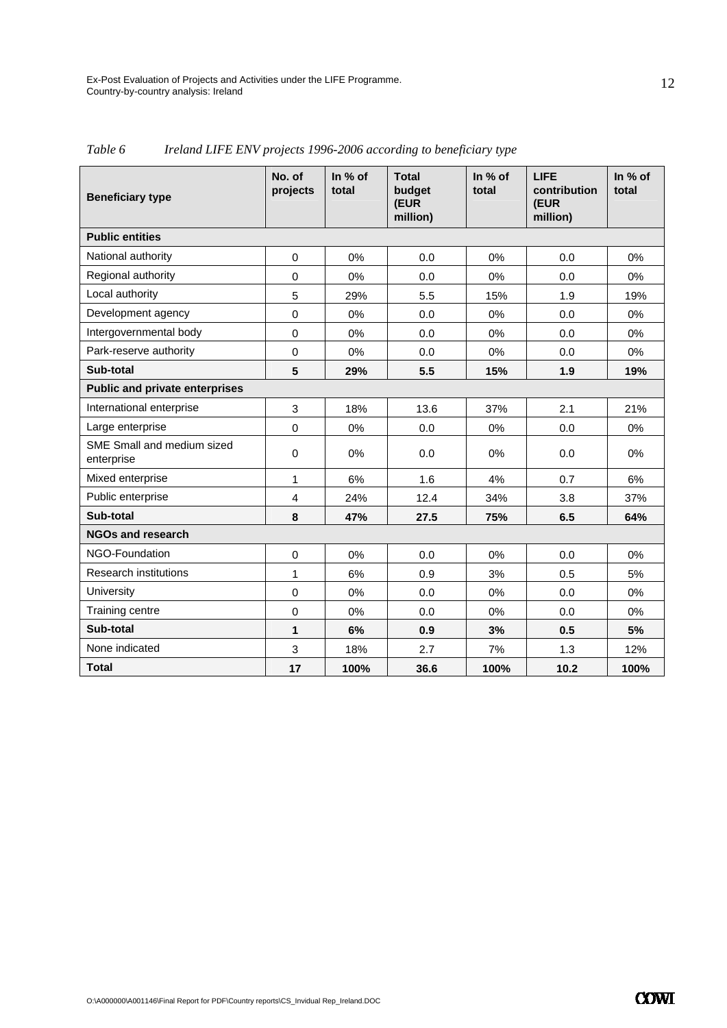*Table 6 Ireland LIFE ENV projects 1996-2006 according to beneficiary type*

| Beneficiary type | No. of projects | In % of total | Total budget (EUR million) | In % of total | LIFE contribution (EUR million) | In % of total |
|---|---|---|---|---|---|---|
| **Public entities** | | | | | | |
| National authority | 0 | 0% | 0.0 | 0% | 0.0 | 0% |
| Regional authority | 0 | 0% | 0.0 | 0% | 0.0 | 0% |
| Local authority | 5 | 29% | 5.5 | 15% | 1.9 | 19% |
| Development agency | 0 | 0% | 0.0 | 0% | 0.0 | 0% |
| Intergovernmental body | 0 | 0% | 0.0 | 0% | 0.0 | 0% |
| Park-reserve authority | 0 | 0% | 0.0 | 0% | 0.0 | 0% |
| **Sub-total** | **5** | **29%** | **5.5** | **15%** | **1.9** | **19%** |
| **Public and private enterprises** | | | | | | |
| International enterprise | 3 | 18% | 13.6 | 37% | 2.1 | 21% |
| Large enterprise | 0 | 0% | 0.0 | 0% | 0.0 | 0% |
| SME Small and medium sized enterprise | 0 | 0% | 0.0 | 0% | 0.0 | 0% |
| Mixed enterprise | 1 | 6% | 1.6 | 4% | 0.7 | 6% |
| Public enterprise | 4 | 24% | 12.4 | 34% | 3.8 | 37% |
| **Sub-total** | **8** | **47%** | **27.5** | **75%** | **6.5** | **64%** |
| **NGOs and research** | | | | | | |
| NGO-Foundation | 0 | 0% | 0.0 | 0% | 0.0 | 0% |
| Research institutions | 1 | 6% | 0.9 | 3% | 0.5 | 5% |
| University | 0 | 0% | 0.0 | 0% | 0.0 | 0% |
| Training centre | 0 | 0% | 0.0 | 0% | 0.0 | 0% |
| **Sub-total** | **1** | **6%** | **0.9** | **3%** | **0.5** | **5%** |
| None indicated | 3 | 18% | 2.7 | 7% | 1.3 | 12% |
| **Total** | **17** | **100%** | **36.6** | **100%** | **10.2** | **100%** |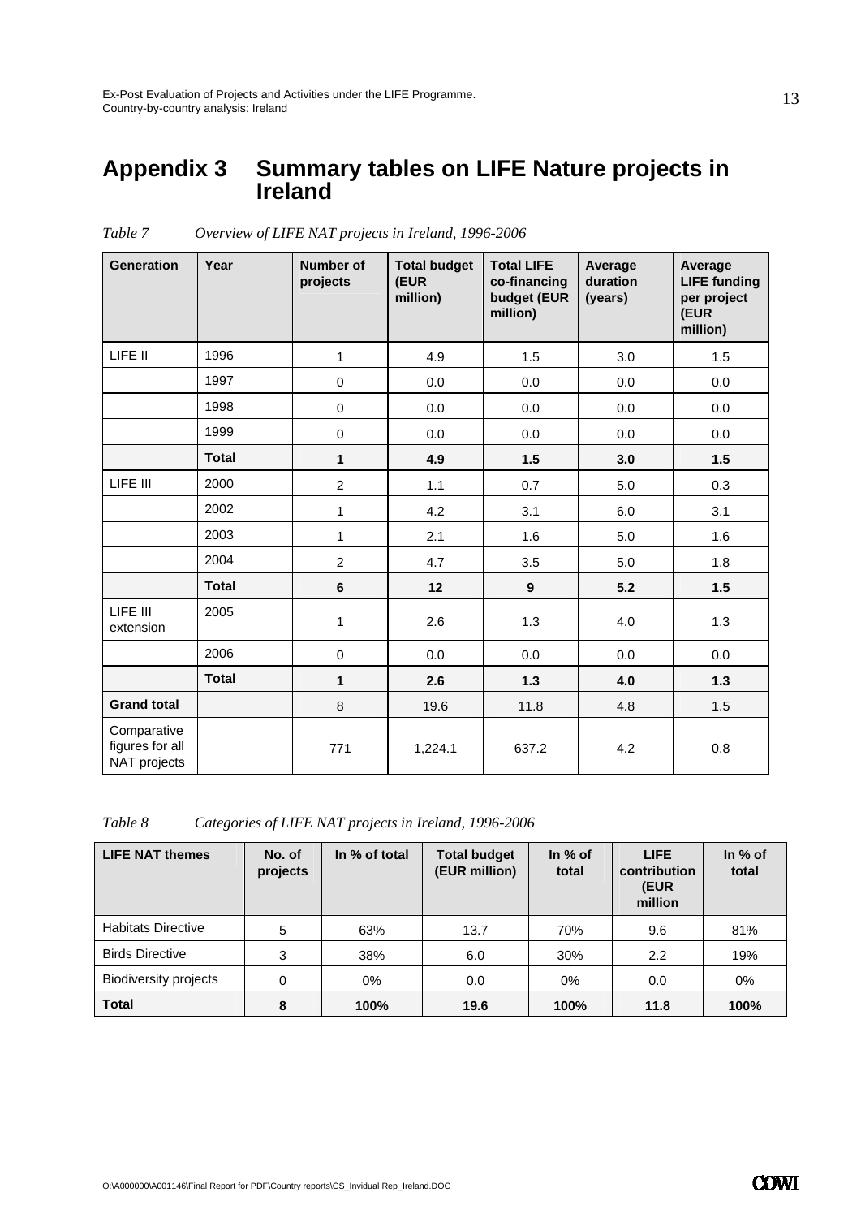# Appendix 3 Summary tables on LIFE Nature projects in Ireland

*Table 7 Overview of LIFE NAT projects in Ireland, 1996-2006*

| Generation | Year | Number of projects | Total budget (EUR million) | Total LIFE co-financing budget (EUR million) | Average duration (years) | Average LIFE funding per project (EUR million) |
|---|---|---|---|---|---|---|
| LIFE II | 1996 | 1 | 4.9 | 1.5 | 3.0 | 1.5 |
| | 1997 | 0 | 0.0 | 0.0 | 0.0 | 0.0 |
| | 1998 | 0 | 0.0 | 0.0 | 0.0 | 0.0 |
| | 1999 | 0 | 0.0 | 0.0 | 0.0 | 0.0 |
| | **Total** | **1** | **4.9** | **1.5** | **3.0** | **1.5** |
| LIFE III | 2000 | 2 | 1.1 | 0.7 | 5.0 | 0.3 |
| | 2002 | 1 | 4.2 | 3.1 | 6.0 | 3.1 |
| | 2003 | 1 | 2.1 | 1.6 | 5.0 | 1.6 |
| | 2004 | 2 | 4.7 | 3.5 | 5.0 | 1.8 |
| | **Total** | **6** | **12** | **9** | **5.2** | **1.5** |
| LIFE III extension | 2005 | 1 | 2.6 | 1.3 | 4.0 | 1.3 |
| | 2006 | 0 | 0.0 | 0.0 | 0.0 | 0.0 |
| | **Total** | **1** | **2.6** | **1.3** | **4.0** | **1.3** |
| **Grand total** | | 8 | 19.6 | 11.8 | 4.8 | 1.5 |
| Comparative figures for all NAT projects | | 771 | 1,224.1 | 637.2 | 4.2 | 0.8 |

*Table 8 Categories of LIFE NAT projects in Ireland, 1996-2006*

| LIFE NAT themes | No. of projects | In % of total | Total budget (EUR million) | In % of total | LIFE contribution (EUR million | In % of total |
|---|---|---|---|---|---|---|
| Habitats Directive | 5 | 63% | 13.7 | 70% | 9.6 | 81% |
| Birds Directive | 3 | 38% | 6.0 | 30% | 2.2 | 19% |
| Biodiversity projects | 0 | 0% | 0.0 | 0% | 0.0 | 0% |
| **Total** | **8** | **100%** | **19.6** | **100%** | **11.8** | **100%** |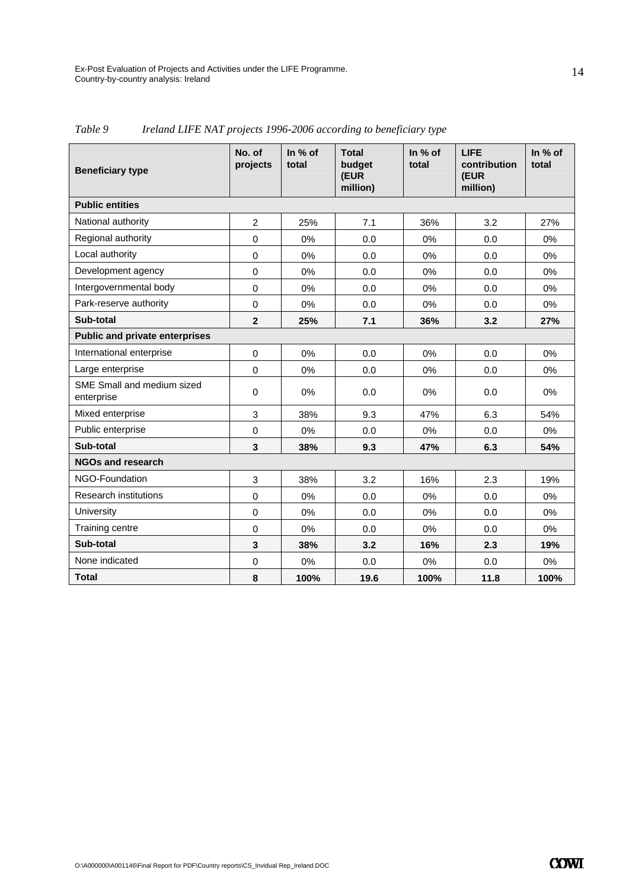*Table 9 Ireland LIFE NAT projects 1996-2006 according to beneficiary type*

| Beneficiary type | No. of projects | In % of total | Total budget (EUR million) | In % of total | LIFE contribution (EUR million) | In % of total |
|---|---|---|---|---|---|---|
| **Public entities** | | | | | | |
| National authority | 2 | 25% | 7.1 | 36% | 3.2 | 27% |
| Regional authority | 0 | 0% | 0.0 | 0% | 0.0 | 0% |
| Local authority | 0 | 0% | 0.0 | 0% | 0.0 | 0% |
| Development agency | 0 | 0% | 0.0 | 0% | 0.0 | 0% |
| Intergovernmental body | 0 | 0% | 0.0 | 0% | 0.0 | 0% |
| Park-reserve authority | 0 | 0% | 0.0 | 0% | 0.0 | 0% |
| **Sub-total** | **2** | **25%** | **7.1** | **36%** | **3.2** | **27%** |
| **Public and private enterprises** | | | | | | |
| International enterprise | 0 | 0% | 0.0 | 0% | 0.0 | 0% |
| Large enterprise | 0 | 0% | 0.0 | 0% | 0.0 | 0% |
| SME Small and medium sized enterprise | 0 | 0% | 0.0 | 0% | 0.0 | 0% |
| Mixed enterprise | 3 | 38% | 9.3 | 47% | 6.3 | 54% |
| Public enterprise | 0 | 0% | 0.0 | 0% | 0.0 | 0% |
| **Sub-total** | **3** | **38%** | **9.3** | **47%** | **6.3** | **54%** |
| **NGOs and research** | | | | | | |
| NGO-Foundation | 3 | 38% | 3.2 | 16% | 2.3 | 19% |
| Research institutions | 0 | 0% | 0.0 | 0% | 0.0 | 0% |
| University | 0 | 0% | 0.0 | 0% | 0.0 | 0% |
| Training centre | 0 | 0% | 0.0 | 0% | 0.0 | 0% |
| **Sub-total** | **3** | **38%** | **3.2** | **16%** | **2.3** | **19%** |
| None indicated | 0 | 0% | 0.0 | 0% | 0.0 | 0% |
| **Total** | **8** | **100%** | **19.6** | **100%** | **11.8** | **100%** |